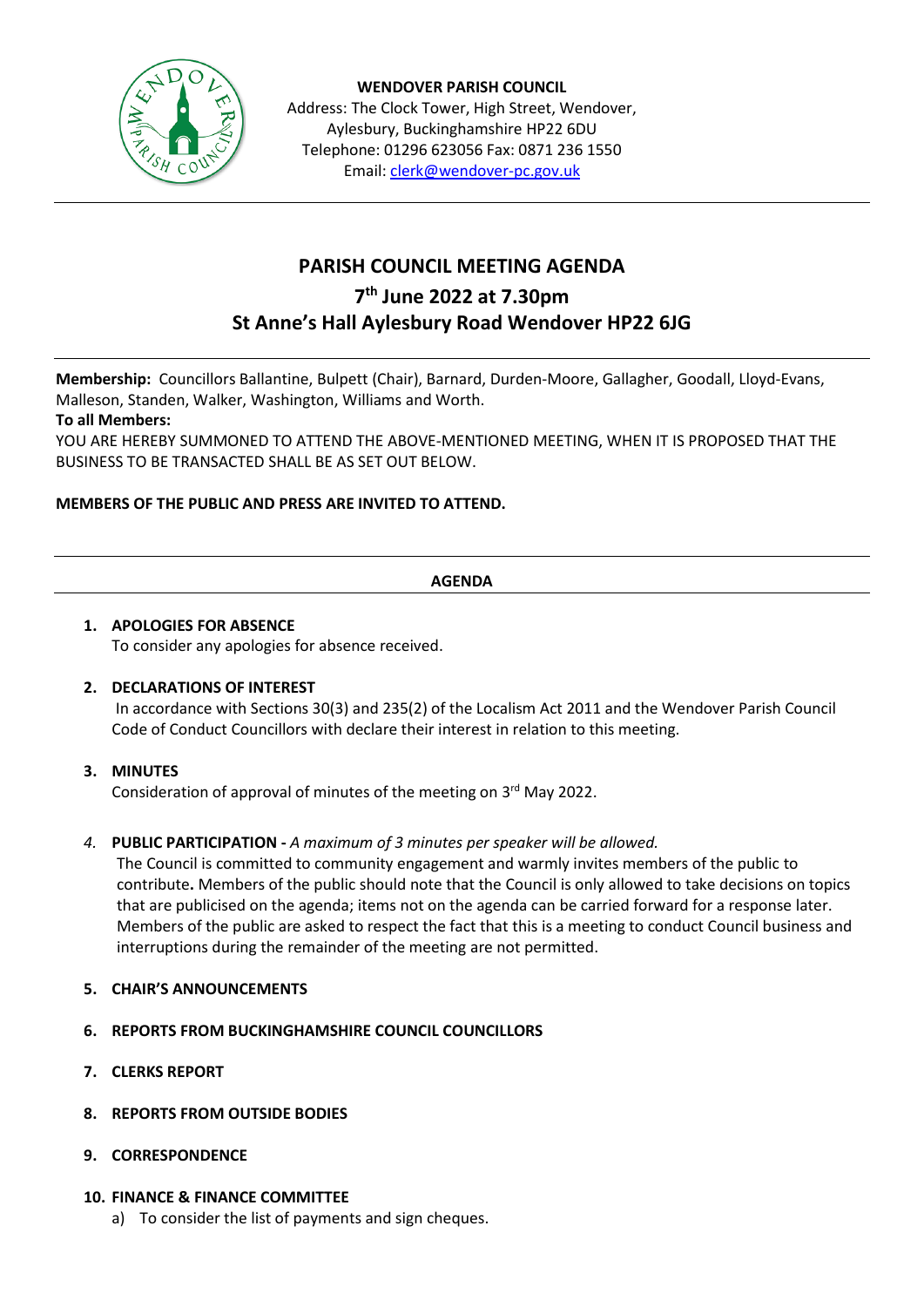**WENDOVER PARISH COUNCIL**
Address: The Clock Tower, High Street, Wendover, Aylesbury, Buckinghamshire HP22 6DU
Telephone: 01296 623056 Fax: 0871 236 1550
Email: clerk@wendover-pc.gov.uk

# PARISH COUNCIL MEETING AGENDA
## 7th June 2022 at 7.30pm
## St Anne's Hall Aylesbury Road Wendover HP22 6JG

**Membership:** Councillors Ballantine, Bulpett (Chair), Barnard, Durden-Moore, Gallagher, Goodall, Lloyd-Evans, Malleson, Standen, Walker, Washington, Williams and Worth.

**To all Members:**

YOU ARE HEREBY SUMMONED TO ATTEND THE ABOVE-MENTIONED MEETING, WHEN IT IS PROPOSED THAT THE BUSINESS TO BE TRANSACTED SHALL BE AS SET OUT BELOW.

**MEMBERS OF THE PUBLIC AND PRESS ARE INVITED TO ATTEND.**

**AGENDA**

1. **APOLOGIES FOR ABSENCE**
   To consider any apologies for absence received.

2. **DECLARATIONS OF INTEREST**
   In accordance with Sections 30(3) and 235(2) of the Localism Act 2011 and the Wendover Parish Council Code of Conduct Councillors with declare their interest in relation to this meeting.

3. **MINUTES**
   Consideration of approval of minutes of the meeting on 3rd May 2022.

4. **PUBLIC PARTICIPATION -** *A maximum of 3 minutes per speaker will be allowed.*
   The Council is committed to community engagement and warmly invites members of the public to contribute**.** Members of the public should note that the Council is only allowed to take decisions on topics that are publicised on the agenda; items not on the agenda can be carried forward for a response later. Members of the public are asked to respect the fact that this is a meeting to conduct Council business and interruptions during the remainder of the meeting are not permitted.

5. **CHAIR'S ANNOUNCEMENTS**

6. **REPORTS FROM BUCKINGHAMSHIRE COUNCIL COUNCILLORS**

7. **CLERKS REPORT**

8. **REPORTS FROM OUTSIDE BODIES**

9. **CORRESPONDENCE**

10. **FINANCE & FINANCE COMMITTEE**
    a) To consider the list of payments and sign cheques.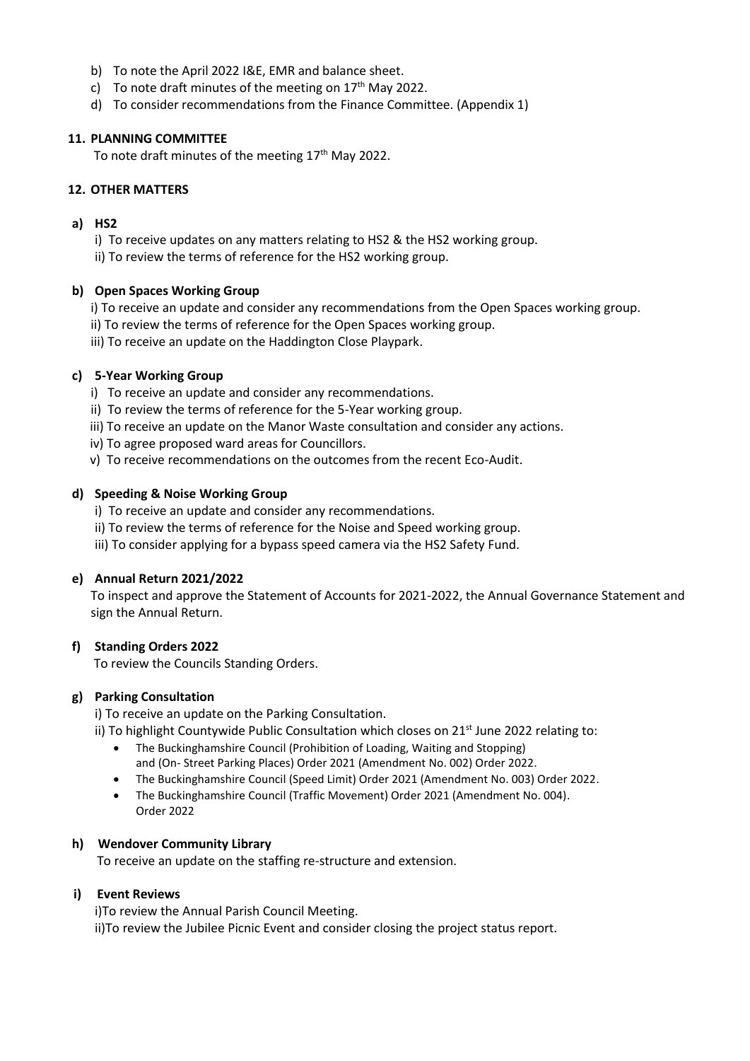b) To note the April 2022 I&E, EMR and balance sheet.
c) To note draft minutes of the meeting on 17th May 2022.
d) To consider recommendations from the Finance Committee. (Appendix 1)

**11. PLANNING COMMITTEE**

To note draft minutes of the meeting 17th May 2022.

**12. OTHER MATTERS**

**a) HS2**

i) To receive updates on any matters relating to HS2 & the HS2 working group.
ii) To review the terms of reference for the HS2 working group.

**b) Open Spaces Working Group**

i) To receive an update and consider any recommendations from the Open Spaces working group.
ii) To review the terms of reference for the Open Spaces working group.
iii) To receive an update on the Haddington Close Playpark.

**c) 5-Year Working Group**

i) To receive an update and consider any recommendations.
ii) To review the terms of reference for the 5-Year working group.
iii) To receive an update on the Manor Waste consultation and consider any actions.
iv) To agree proposed ward areas for Councillors.
v) To receive recommendations on the outcomes from the recent Eco-Audit.

**d) Speeding & Noise Working Group**

i) To receive an update and consider any recommendations.
ii) To review the terms of reference for the Noise and Speed working group.
iii) To consider applying for a bypass speed camera via the HS2 Safety Fund.

**e) Annual Return 2021/2022**

To inspect and approve the Statement of Accounts for 2021-2022, the Annual Governance Statement and sign the Annual Return.

**f) Standing Orders 2022**

To review the Councils Standing Orders.

**g) Parking Consultation**

i) To receive an update on the Parking Consultation.
ii) To highlight Countywide Public Consultation which closes on 21st June 2022 relating to:

- The Buckinghamshire Council (Prohibition of Loading, Waiting and Stopping) and (On- Street Parking Places) Order 2021 (Amendment No. 002) Order 2022.
- The Buckinghamshire Council (Speed Limit) Order 2021 (Amendment No. 003) Order 2022.
- The Buckinghamshire Council (Traffic Movement) Order 2021 (Amendment No. 004). Order 2022

**h) Wendover Community Library**

To receive an update on the staffing re-structure and extension.

**i) Event Reviews**

i)To review the Annual Parish Council Meeting.
ii)To review the Jubilee Picnic Event and consider closing the project status report.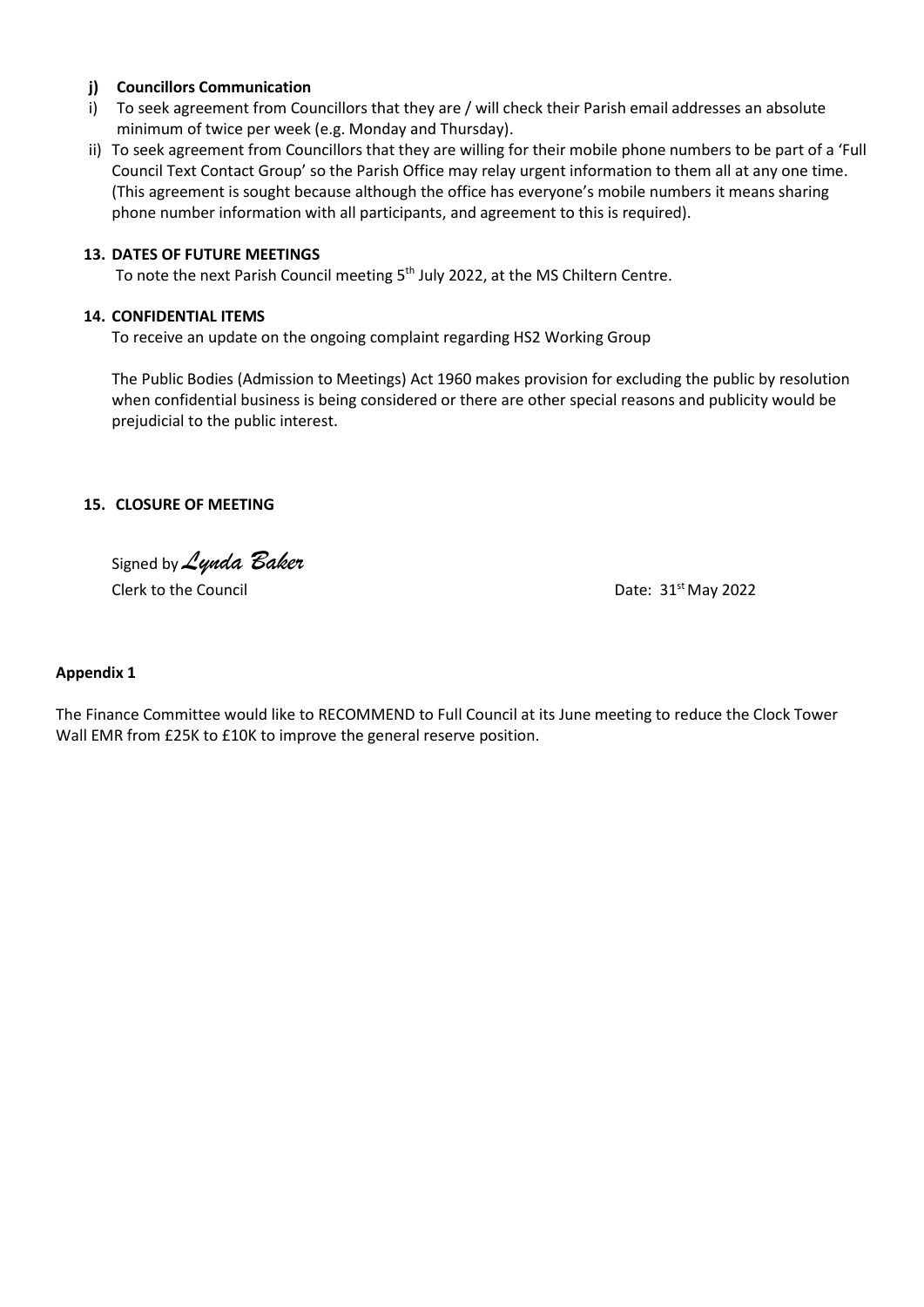**j) Councillors Communication**

i) To seek agreement from Councillors that they are / will check their Parish email addresses an absolute minimum of twice per week (e.g. Monday and Thursday).

ii) To seek agreement from Councillors that they are willing for their mobile phone numbers to be part of a 'Full Council Text Contact Group' so the Parish Office may relay urgent information to them all at any one time. (This agreement is sought because although the office has everyone's mobile numbers it means sharing phone number information with all participants, and agreement to this is required).

**13. DATES OF FUTURE MEETINGS**

To note the next Parish Council meeting 5th July 2022, at the MS Chiltern Centre.

**14. CONFIDENTIAL ITEMS**

To receive an update on the ongoing complaint regarding HS2 Working Group

The Public Bodies (Admission to Meetings) Act 1960 makes provision for excluding the public by resolution when confidential business is being considered or there are other special reasons and publicity would be prejudicial to the public interest.

**15. CLOSURE OF MEETING**

Signed by *Lynda Baker*
Clerk to the Council

Date: 31st May 2022

**Appendix 1**

The Finance Committee would like to RECOMMEND to Full Council at its June meeting to reduce the Clock Tower Wall EMR from £25K to £10K to improve the general reserve position.